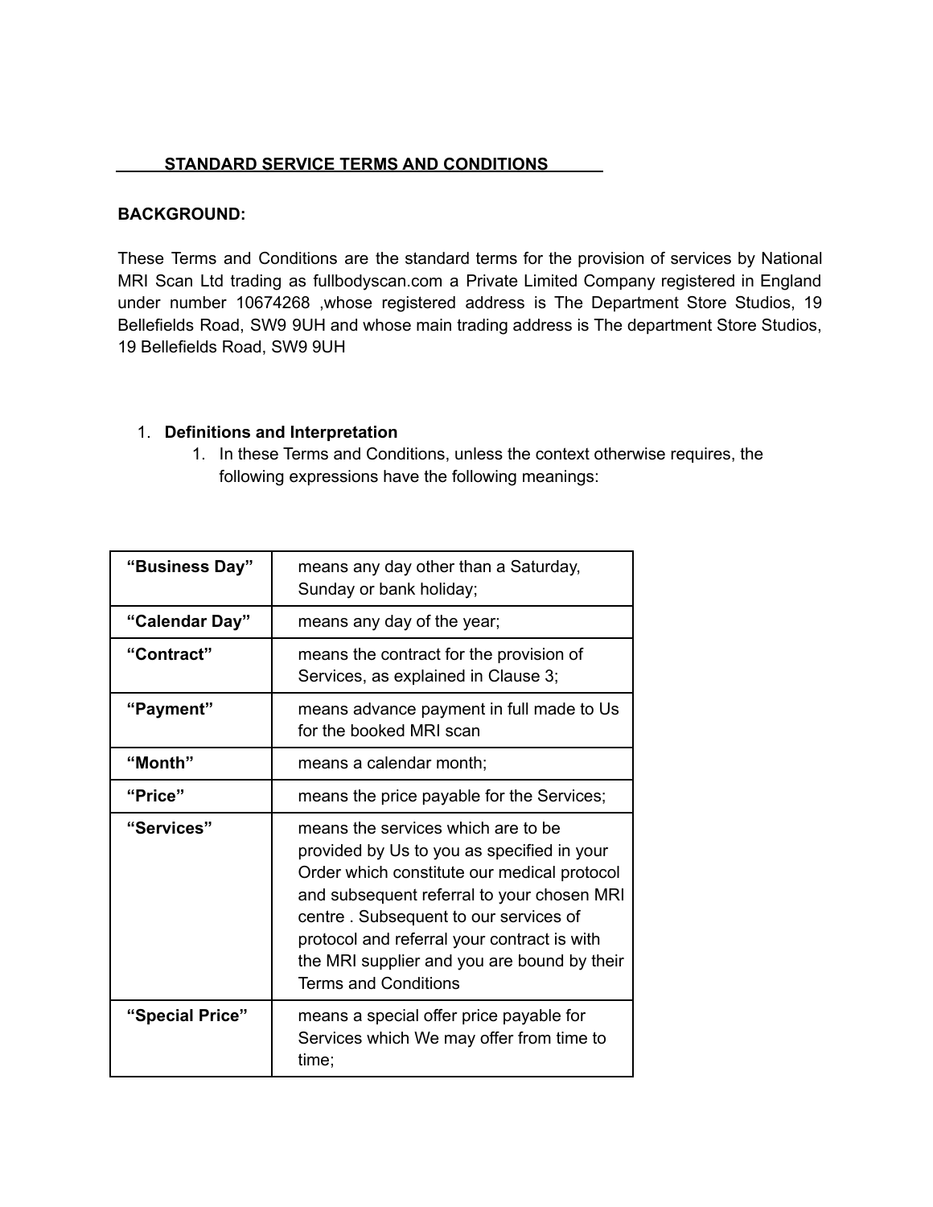# STANDARD SERVICE TERMS AND CONDITIONS

**BACKGROUND:**

These Terms and Conditions are the standard terms for the provision of services by National MRI Scan Ltd trading as fullbodyscan.com a Private Limited Company registered in England under number 10674268 ,whose registered address is The Department Store Studios, 19 Bellefields Road, SW9 9UH and whose main trading address is The department Store Studios, 19 Bellefields Road, SW9 9UH

1. **Definitions and Interpretation**
   1. In these Terms and Conditions, unless the context otherwise requires, the following expressions have the following meanings:

| | |
|---|---|
| **"Business Day"** | means any day other than a Saturday, Sunday or bank holiday; |
| **"Calendar Day"** | means any day of the year; |
| **"Contract"** | means the contract for the provision of Services, as explained in Clause 3; |
| **"Payment"** | means advance payment in full made to Us for the booked MRI scan |
| **"Month"** | means a calendar month; |
| **"Price"** | means the price payable for the Services; |
| **"Services"** | means the services which are to be provided by Us to you as specified in your Order which constitute our medical protocol and subsequent referral to your chosen MRI centre . Subsequent to our services of protocol and referral your contract is with the MRI supplier and you are bound by their Terms and Conditions |
| **"Special Price"** | means a special offer price payable for Services which We may offer from time to time; |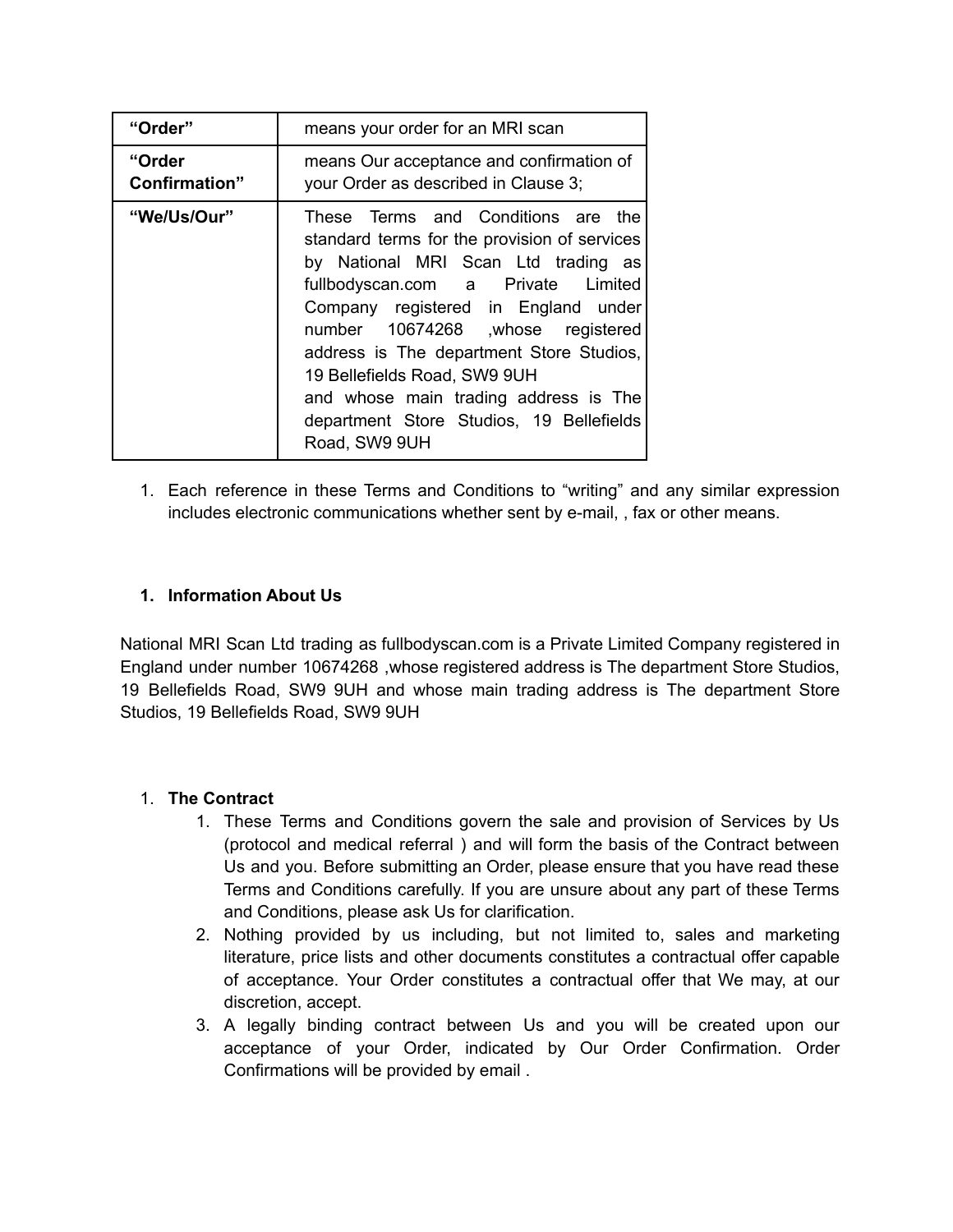| | |
|---|---|
| **"Order"** | means your order for an MRI scan |
| **"Order Confirmation"** | means Our acceptance and confirmation of your Order as described in Clause 3; |
| **"We/Us/Our"** | These Terms and Conditions are the standard terms for the provision of services by National MRI Scan Ltd trading as fullbodyscan.com a Private Limited Company registered in England under number 10674268 ,whose registered address is The department Store Studios, 19 Bellefields Road, SW9 9UH and whose main trading address is The department Store Studios, 19 Bellefields Road, SW9 9UH |

1. Each reference in these Terms and Conditions to "writing" and any similar expression includes electronic communications whether sent by e-mail, , fax or other means.

1. **Information About Us**

National MRI Scan Ltd trading as fullbodyscan.com is a Private Limited Company registered in England under number 10674268 ,whose registered address is The department Store Studios, 19 Bellefields Road, SW9 9UH and whose main trading address is The department Store Studios, 19 Bellefields Road, SW9 9UH

1. **The Contract**
    1. These Terms and Conditions govern the sale and provision of Services by Us (protocol and medical referral ) and will form the basis of the Contract between Us and you. Before submitting an Order, please ensure that you have read these Terms and Conditions carefully. If you are unsure about any part of these Terms and Conditions, please ask Us for clarification.
    2. Nothing provided by us including, but not limited to, sales and marketing literature, price lists and other documents constitutes a contractual offer capable of acceptance. Your Order constitutes a contractual offer that We may, at our discretion, accept.
    3. A legally binding contract between Us and you will be created upon our acceptance of your Order, indicated by Our Order Confirmation. Order Confirmations will be provided by email .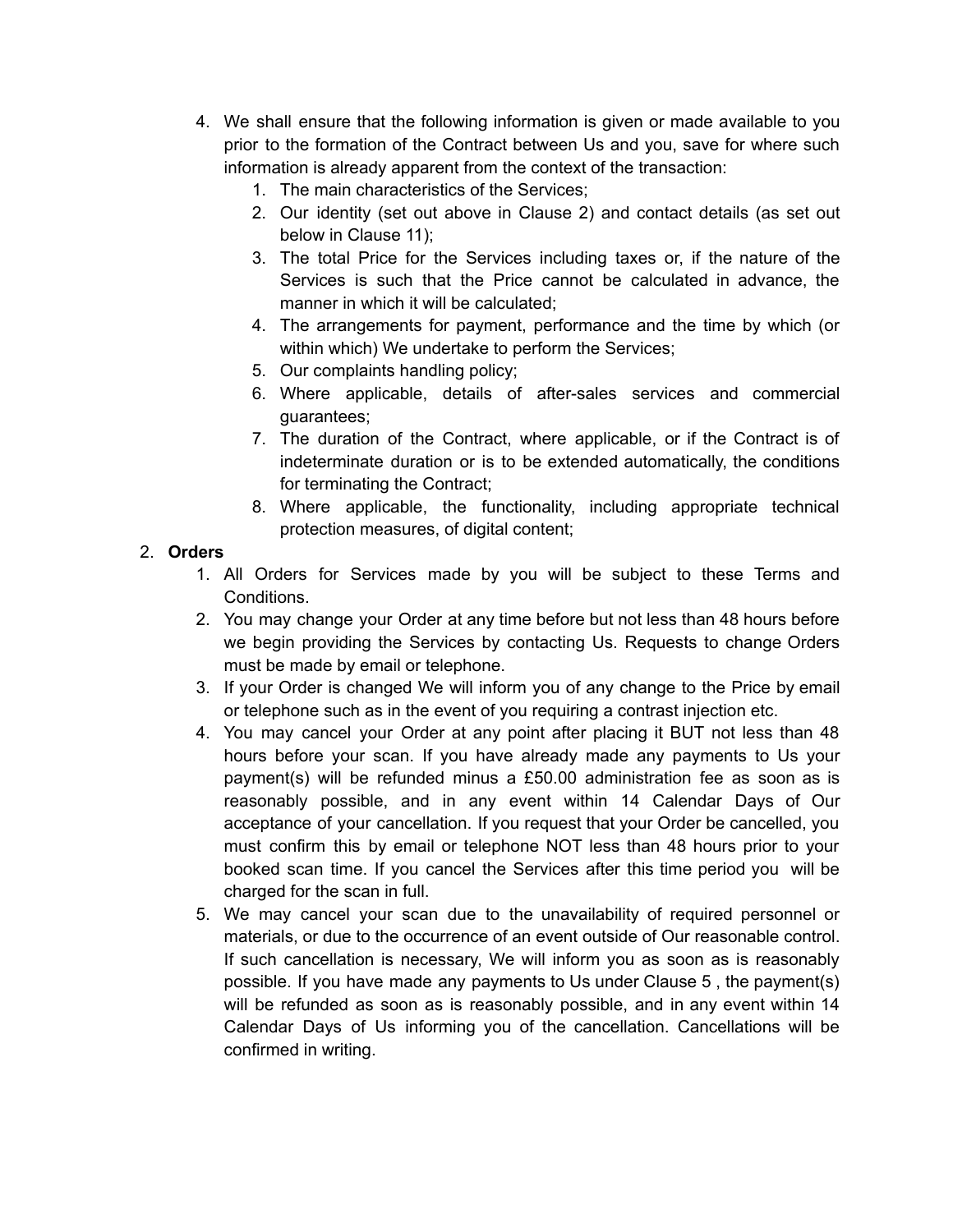4. We shall ensure that the following information is given or made available to you prior to the formation of the Contract between Us and you, save for where such information is already apparent from the context of the transaction:
    1. The main characteristics of the Services;
    2. Our identity (set out above in Clause 2) and contact details (as set out below in Clause 11);
    3. The total Price for the Services including taxes or, if the nature of the Services is such that the Price cannot be calculated in advance, the manner in which it will be calculated;
    4. The arrangements for payment, performance and the time by which (or within which) We undertake to perform the Services;
    5. Our complaints handling policy;
    6. Where applicable, details of after-sales services and commercial guarantees;
    7. The duration of the Contract, where applicable, or if the Contract is of indeterminate duration or is to be extended automatically, the conditions for terminating the Contract;
    8. Where applicable, the functionality, including appropriate technical protection measures, of digital content;

2. **Orders**
    1. All Orders for Services made by you will be subject to these Terms and Conditions.
    2. You may change your Order at any time before but not less than 48 hours before we begin providing the Services by contacting Us. Requests to change Orders must be made by email or telephone.
    3. If your Order is changed We will inform you of any change to the Price by email or telephone such as in the event of you requiring a contrast injection etc.
    4. You may cancel your Order at any point after placing it BUT not less than 48 hours before your scan. If you have already made any payments to Us your payment(s) will be refunded minus a £50.00 administration fee as soon as is reasonably possible, and in any event within 14 Calendar Days of Our acceptance of your cancellation. If you request that your Order be cancelled, you must confirm this by email or telephone NOT less than 48 hours prior to your booked scan time. If you cancel the Services after this time period you will be charged for the scan in full.
    5. We may cancel your scan due to the unavailability of required personnel or materials, or due to the occurrence of an event outside of Our reasonable control. If such cancellation is necessary, We will inform you as soon as is reasonably possible. If you have made any payments to Us under Clause 5 , the payment(s) will be refunded as soon as is reasonably possible, and in any event within 14 Calendar Days of Us informing you of the cancellation. Cancellations will be confirmed in writing.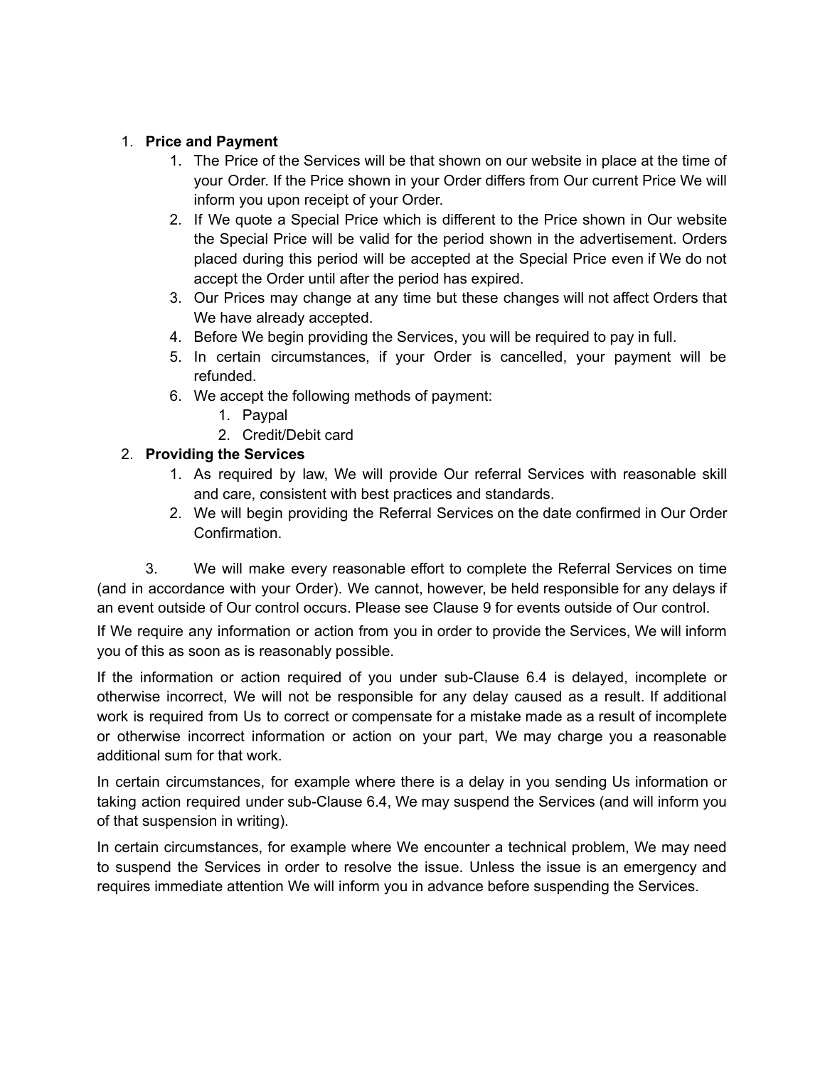1. **Price and Payment**
    1. The Price of the Services will be that shown on our website in place at the time of your Order. If the Price shown in your Order differs from Our current Price We will inform you upon receipt of your Order.
    2. If We quote a Special Price which is different to the Price shown in Our website the Special Price will be valid for the period shown in the advertisement. Orders placed during this period will be accepted at the Special Price even if We do not accept the Order until after the period has expired.
    3. Our Prices may change at any time but these changes will not affect Orders that We have already accepted.
    4. Before We begin providing the Services, you will be required to pay in full.
    5. In certain circumstances, if your Order is cancelled, your payment will be refunded.
    6. We accept the following methods of payment:
        1. Paypal
        2. Credit/Debit card
2. **Providing the Services**
    1. As required by law, We will provide Our referral Services with reasonable skill and care, consistent with best practices and standards.
    2. We will begin providing the Referral Services on the date confirmed in Our Order Confirmation.

3. We will make every reasonable effort to complete the Referral Services on time (and in accordance with your Order). We cannot, however, be held responsible for any delays if an event outside of Our control occurs. Please see Clause 9 for events outside of Our control.

If We require any information or action from you in order to provide the Services, We will inform you of this as soon as is reasonably possible.

If the information or action required of you under sub-Clause 6.4 is delayed, incomplete or otherwise incorrect, We will not be responsible for any delay caused as a result. If additional work is required from Us to correct or compensate for a mistake made as a result of incomplete or otherwise incorrect information or action on your part, We may charge you a reasonable additional sum for that work.

In certain circumstances, for example where there is a delay in you sending Us information or taking action required under sub-Clause 6.4, We may suspend the Services (and will inform you of that suspension in writing).

In certain circumstances, for example where We encounter a technical problem, We may need to suspend the Services in order to resolve the issue. Unless the issue is an emergency and requires immediate attention We will inform you in advance before suspending the Services.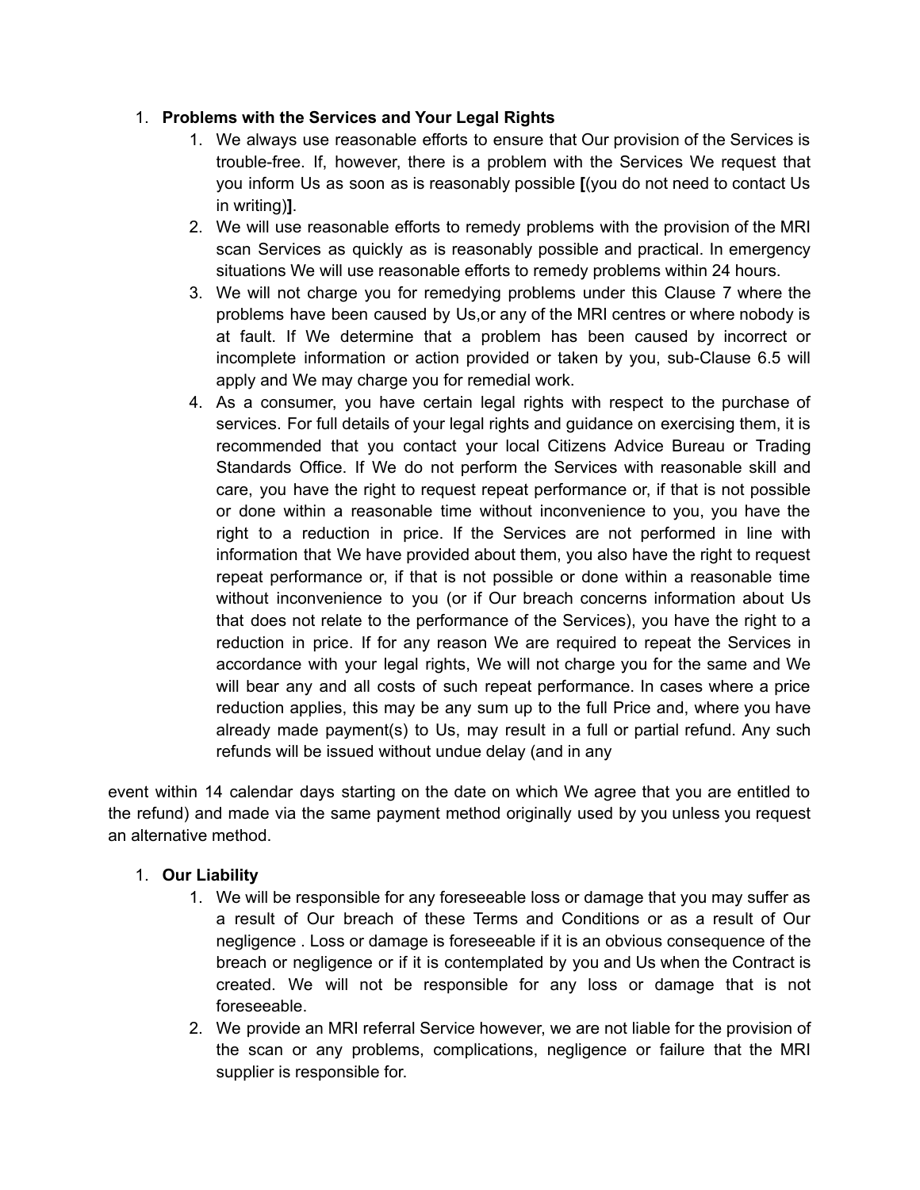1. **Problems with the Services and Your Legal Rights**
    1. We always use reasonable efforts to ensure that Our provision of the Services is trouble-free. If, however, there is a problem with the Services We request that you inform Us as soon as is reasonably possible **[**(you do not need to contact Us in writing)**]**.
    2. We will use reasonable efforts to remedy problems with the provision of the MRI scan Services as quickly as is reasonably possible and practical. In emergency situations We will use reasonable efforts to remedy problems within 24 hours.
    3. We will not charge you for remedying problems under this Clause 7 where the problems have been caused by Us,or any of the MRI centres or where nobody is at fault. If We determine that a problem has been caused by incorrect or incomplete information or action provided or taken by you, sub-Clause 6.5 will apply and We may charge you for remedial work.
    4. As a consumer, you have certain legal rights with respect to the purchase of services. For full details of your legal rights and guidance on exercising them, it is recommended that you contact your local Citizens Advice Bureau or Trading Standards Office. If We do not perform the Services with reasonable skill and care, you have the right to request repeat performance or, if that is not possible or done within a reasonable time without inconvenience to you, you have the right to a reduction in price. If the Services are not performed in line with information that We have provided about them, you also have the right to request repeat performance or, if that is not possible or done within a reasonable time without inconvenience to you (or if Our breach concerns information about Us that does not relate to the performance of the Services), you have the right to a reduction in price. If for any reason We are required to repeat the Services in accordance with your legal rights, We will not charge you for the same and We will bear any and all costs of such repeat performance. In cases where a price reduction applies, this may be any sum up to the full Price and, where you have already made payment(s) to Us, may result in a full or partial refund. Any such refunds will be issued without undue delay (and in any

event within 14 calendar days starting on the date on which We agree that you are entitled to the refund) and made via the same payment method originally used by you unless you request an alternative method.

1. **Our Liability**
    1. We will be responsible for any foreseeable loss or damage that you may suffer as a result of Our breach of these Terms and Conditions or as a result of Our negligence . Loss or damage is foreseeable if it is an obvious consequence of the breach or negligence or if it is contemplated by you and Us when the Contract is created. We will not be responsible for any loss or damage that is not foreseeable.
    2. We provide an MRI referral Service however, we are not liable for the provision of the scan or any problems, complications, negligence or failure that the MRI supplier is responsible for.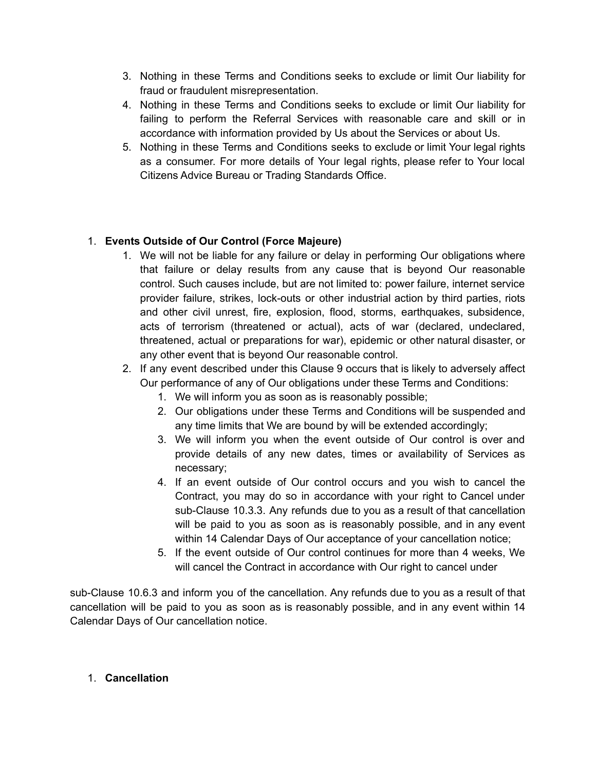3. Nothing in these Terms and Conditions seeks to exclude or limit Our liability for fraud or fraudulent misrepresentation.
4. Nothing in these Terms and Conditions seeks to exclude or limit Our liability for failing to perform the Referral Services with reasonable care and skill or in accordance with information provided by Us about the Services or about Us.
5. Nothing in these Terms and Conditions seeks to exclude or limit Your legal rights as a consumer. For more details of Your legal rights, please refer to Your local Citizens Advice Bureau or Trading Standards Office.

1. **Events Outside of Our Control (Force Majeure)**
    1. We will not be liable for any failure or delay in performing Our obligations where that failure or delay results from any cause that is beyond Our reasonable control. Such causes include, but are not limited to: power failure, internet service provider failure, strikes, lock-outs or other industrial action by third parties, riots and other civil unrest, fire, explosion, flood, storms, earthquakes, subsidence, acts of terrorism (threatened or actual), acts of war (declared, undeclared, threatened, actual or preparations for war), epidemic or other natural disaster, or any other event that is beyond Our reasonable control.
    2. If any event described under this Clause 9 occurs that is likely to adversely affect Our performance of any of Our obligations under these Terms and Conditions:
        1. We will inform you as soon as is reasonably possible;
        2. Our obligations under these Terms and Conditions will be suspended and any time limits that We are bound by will be extended accordingly;
        3. We will inform you when the event outside of Our control is over and provide details of any new dates, times or availability of Services as necessary;
        4. If an event outside of Our control occurs and you wish to cancel the Contract, you may do so in accordance with your right to Cancel under sub-Clause 10.3.3. Any refunds due to you as a result of that cancellation will be paid to you as soon as is reasonably possible, and in any event within 14 Calendar Days of Our acceptance of your cancellation notice;
        5. If the event outside of Our control continues for more than 4 weeks, We will cancel the Contract in accordance with Our right to cancel under

sub-Clause 10.6.3 and inform you of the cancellation. Any refunds due to you as a result of that cancellation will be paid to you as soon as is reasonably possible, and in any event within 14 Calendar Days of Our cancellation notice.

1. **Cancellation**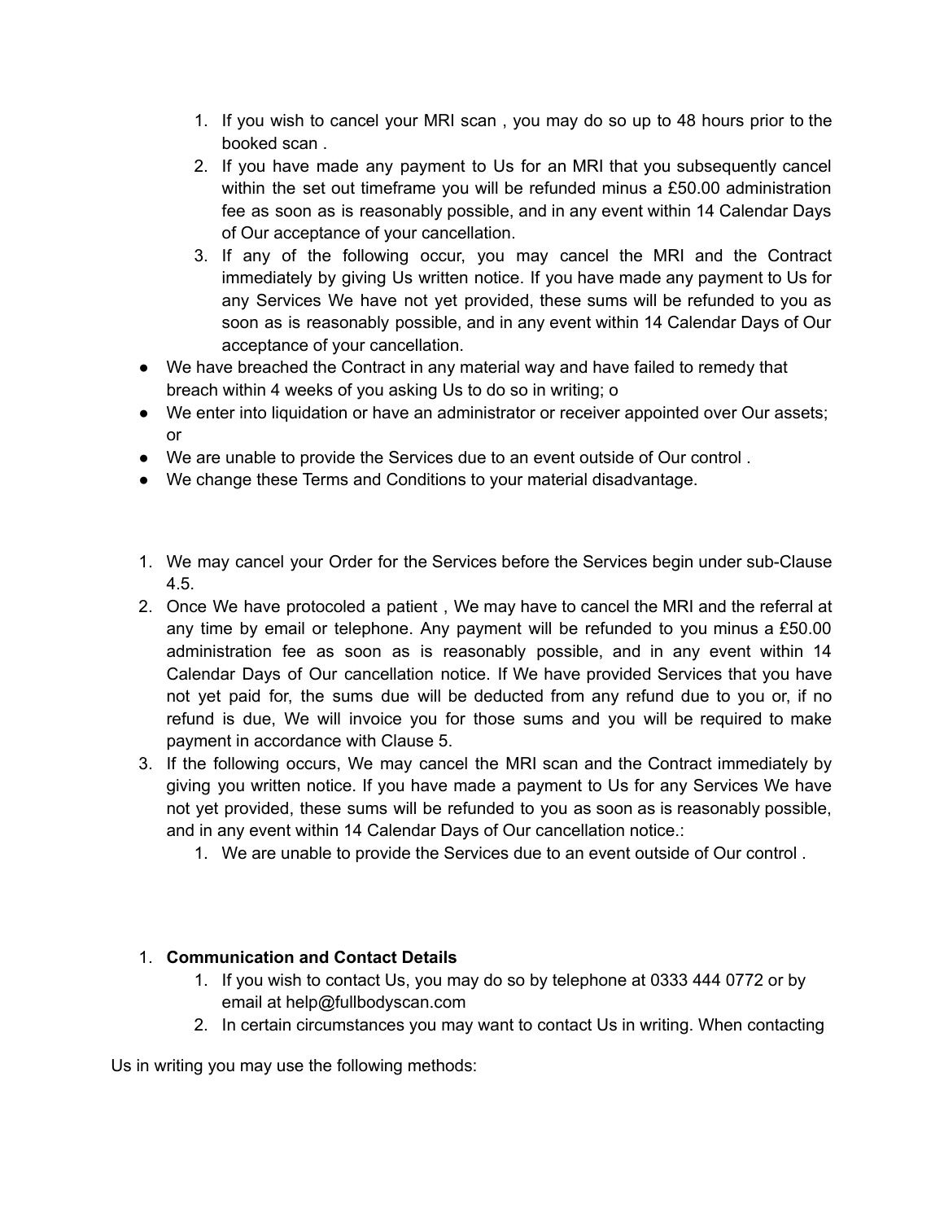1. If you wish to cancel your MRI scan , you may do so up to 48 hours prior to the booked scan .
2. If you have made any payment to Us for an MRI that you subsequently cancel within the set out timeframe you will be refunded minus a £50.00 administration fee as soon as is reasonably possible, and in any event within 14 Calendar Days of Our acceptance of your cancellation.
3. If any of the following occur, you may cancel the MRI and the Contract immediately by giving Us written notice. If you have made any payment to Us for any Services We have not yet provided, these sums will be refunded to you as soon as is reasonably possible, and in any event within 14 Calendar Days of Our acceptance of your cancellation.

- We have breached the Contract in any material way and have failed to remedy that breach within 4 weeks of you asking Us to do so in writing; o
- We enter into liquidation or have an administrator or receiver appointed over Our assets; or
- We are unable to provide the Services due to an event outside of Our control .
- We change these Terms and Conditions to your material disadvantage.

1. We may cancel your Order for the Services before the Services begin under sub-Clause 4.5.
2. Once We have protocoled a patient , We may have to cancel the MRI and the referral at any time by email or telephone. Any payment will be refunded to you minus a £50.00 administration fee as soon as is reasonably possible, and in any event within 14 Calendar Days of Our cancellation notice. If We have provided Services that you have not yet paid for, the sums due will be deducted from any refund due to you or, if no refund is due, We will invoice you for those sums and you will be required to make payment in accordance with Clause 5.
3. If the following occurs, We may cancel the MRI scan and the Contract immediately by giving you written notice. If you have made a payment to Us for any Services We have not yet provided, these sums will be refunded to you as soon as is reasonably possible, and in any event within 14 Calendar Days of Our cancellation notice.:
    1. We are unable to provide the Services due to an event outside of Our control .

1. **Communication and Contact Details**
    1. If you wish to contact Us, you may do so by telephone at 0333 444 0772 or by email at help@fullbodyscan.com
    2. In certain circumstances you may want to contact Us in writing. When contacting

Us in writing you may use the following methods: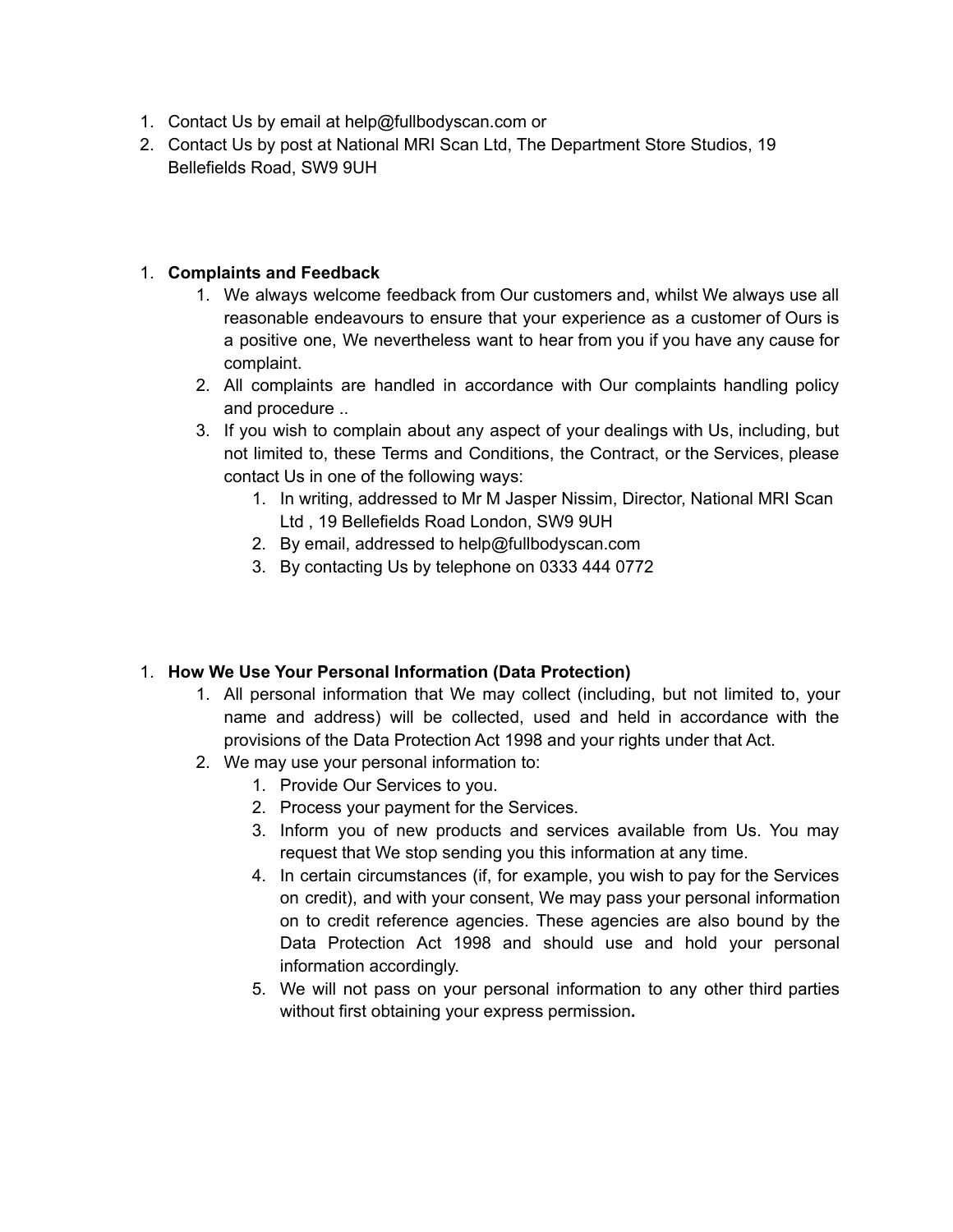1. Contact Us by email at help@fullbodyscan.com or
2. Contact Us by post at National MRI Scan Ltd, The Department Store Studios, 19 Bellefields Road, SW9 9UH

1. **Complaints and Feedback**
    1. We always welcome feedback from Our customers and, whilst We always use all reasonable endeavours to ensure that your experience as a customer of Ours is a positive one, We nevertheless want to hear from you if you have any cause for complaint.
    2. All complaints are handled in accordance with Our complaints handling policy and procedure ..
    3. If you wish to complain about any aspect of your dealings with Us, including, but not limited to, these Terms and Conditions, the Contract, or the Services, please contact Us in one of the following ways:
        1. In writing, addressed to Mr M Jasper Nissim, Director, National MRI Scan Ltd , 19 Bellefields Road London, SW9 9UH
        2. By email, addressed to help@fullbodyscan.com
        3. By contacting Us by telephone on 0333 444 0772

1. **How We Use Your Personal Information (Data Protection)**
    1. All personal information that We may collect (including, but not limited to, your name and address) will be collected, used and held in accordance with the provisions of the Data Protection Act 1998 and your rights under that Act.
    2. We may use your personal information to:
        1. Provide Our Services to you.
        2. Process your payment for the Services.
        3. Inform you of new products and services available from Us. You may request that We stop sending you this information at any time.
        4. In certain circumstances (if, for example, you wish to pay for the Services on credit), and with your consent, We may pass your personal information on to credit reference agencies. These agencies are also bound by the Data Protection Act 1998 and should use and hold your personal information accordingly.
        5. We will not pass on your personal information to any other third parties without first obtaining your express permission**.**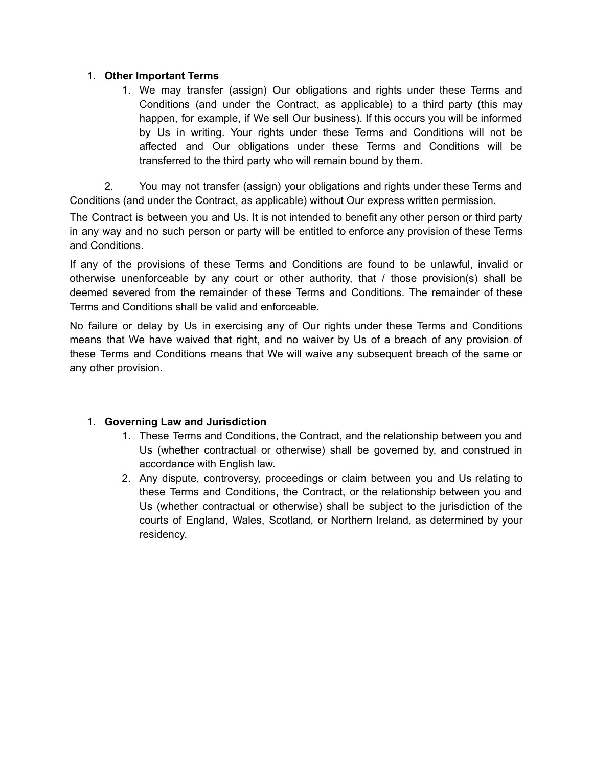1. **Other Important Terms**
    1. We may transfer (assign) Our obligations and rights under these Terms and Conditions (and under the Contract, as applicable) to a third party (this may happen, for example, if We sell Our business). If this occurs you will be informed by Us in writing. Your rights under these Terms and Conditions will not be affected and Our obligations under these Terms and Conditions will be transferred to the third party who will remain bound by them.

2. You may not transfer (assign) your obligations and rights under these Terms and Conditions (and under the Contract, as applicable) without Our express written permission.

The Contract is between you and Us. It is not intended to benefit any other person or third party in any way and no such person or party will be entitled to enforce any provision of these Terms and Conditions.

If any of the provisions of these Terms and Conditions are found to be unlawful, invalid or otherwise unenforceable by any court or other authority, that / those provision(s) shall be deemed severed from the remainder of these Terms and Conditions. The remainder of these Terms and Conditions shall be valid and enforceable.

No failure or delay by Us in exercising any of Our rights under these Terms and Conditions means that We have waived that right, and no waiver by Us of a breach of any provision of these Terms and Conditions means that We will waive any subsequent breach of the same or any other provision.

1. **Governing Law and Jurisdiction**
    1. These Terms and Conditions, the Contract, and the relationship between you and Us (whether contractual or otherwise) shall be governed by, and construed in accordance with English law.
    2. Any dispute, controversy, proceedings or claim between you and Us relating to these Terms and Conditions, the Contract, or the relationship between you and Us (whether contractual or otherwise) shall be subject to the jurisdiction of the courts of England, Wales, Scotland, or Northern Ireland, as determined by your residency.